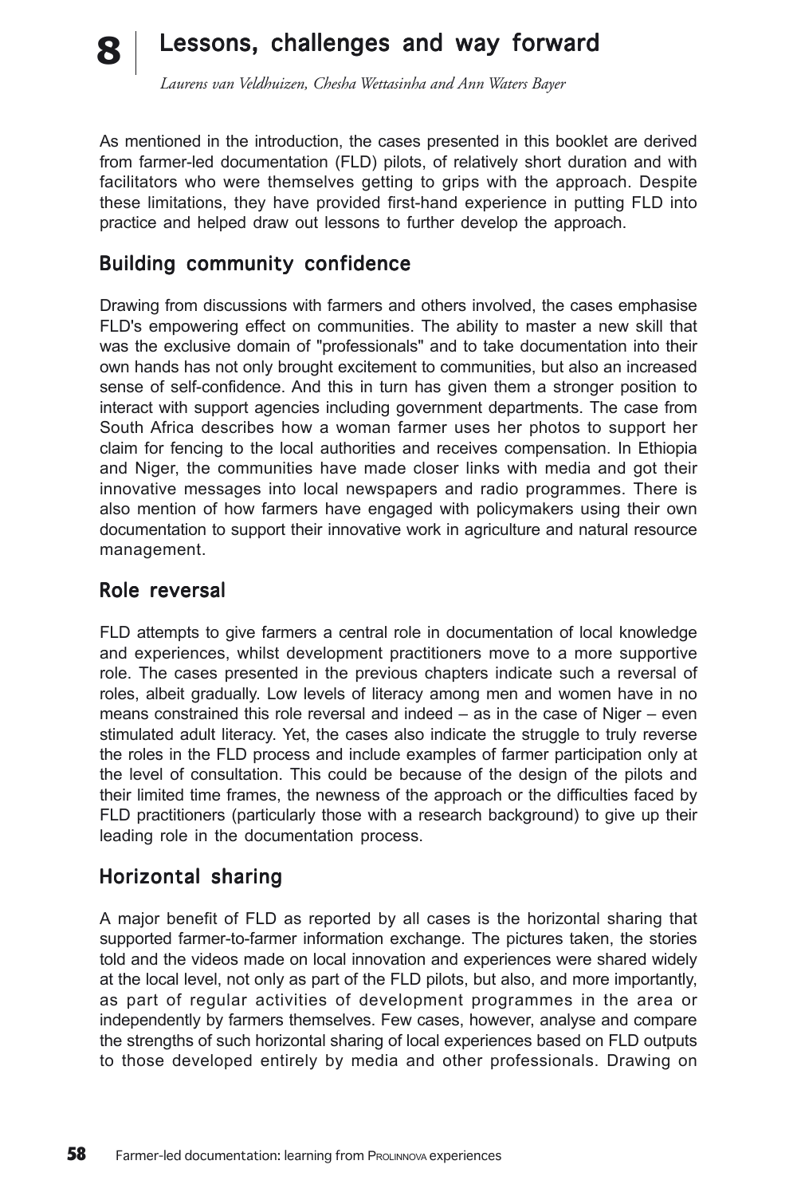# 8 Lessons, challenges and way forward

*Laurens van Veldhuizen, Chesha Wettasinha and Ann Waters Bayer*

As mentioned in the introduction, the cases presented in this booklet are derived from farmer-led documentation (FLD) pilots, of relatively short duration and with facilitators who were themselves getting to grips with the approach. Despite these limitations, they have provided first-hand experience in putting FLD into practice and helped draw out lessons to further develop the approach.

## Building community confidence

Drawing from discussions with farmers and others involved, the cases emphasise FLD's empowering effect on communities. The ability to master a new skill that was the exclusive domain of "professionals" and to take documentation into their own hands has not only brought excitement to communities, but also an increased sense of self-confidence. And this in turn has given them a stronger position to interact with support agencies including government departments. The case from South Africa describes how a woman farmer uses her photos to support her claim for fencing to the local authorities and receives compensation. In Ethiopia and Niger, the communities have made closer links with media and got their innovative messages into local newspapers and radio programmes. There is also mention of how farmers have engaged with policymakers using their own documentation to support their innovative work in agriculture and natural resource management.

## Role reversal

FLD attempts to give farmers a central role in documentation of local knowledge and experiences, whilst development practitioners move to a more supportive role. The cases presented in the previous chapters indicate such a reversal of roles, albeit gradually. Low levels of literacy among men and women have in no means constrained this role reversal and indeed – as in the case of Niger – even stimulated adult literacy. Yet, the cases also indicate the struggle to truly reverse the roles in the FLD process and include examples of farmer participation only at the level of consultation. This could be because of the design of the pilots and their limited time frames, the newness of the approach or the difficulties faced by FLD practitioners (particularly those with a research background) to give up their leading role in the documentation process.

## Horizontal sharing

A major benefit of FLD as reported by all cases is the horizontal sharing that supported farmer-to-farmer information exchange. The pictures taken, the stories told and the videos made on local innovation and experiences were shared widely at the local level, not only as part of the FLD pilots, but also, and more importantly, as part of regular activities of development programmes in the area or independently by farmers themselves. Few cases, however, analyse and compare the strengths of such horizontal sharing of local experiences based on FLD outputs to those developed entirely by media and other professionals. Drawing on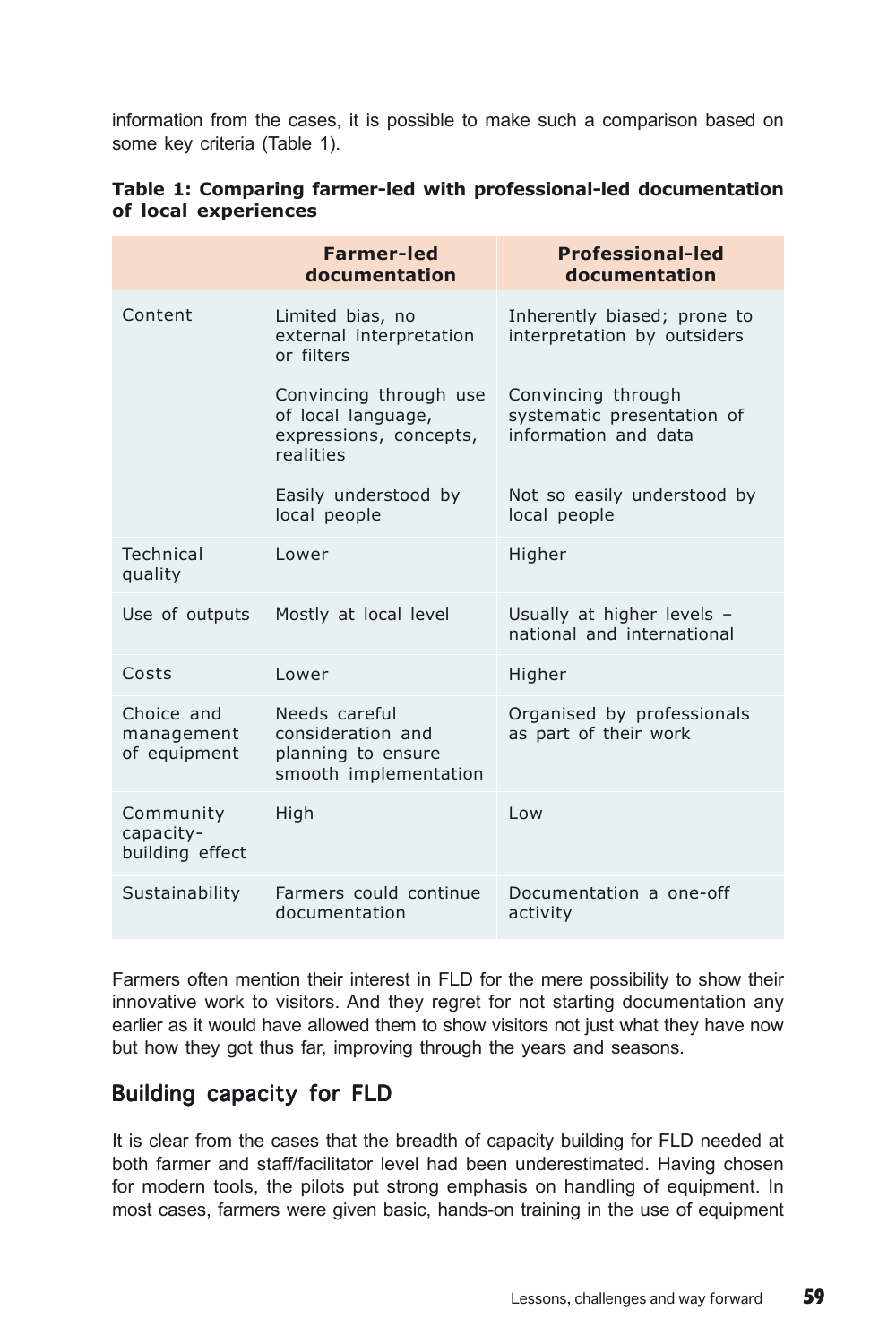information from the cases, it is possible to make such a comparison based on some key criteria (Table 1).

**Table 1: Comparing farmer-led with professional-led documentation of local experiences**

| | Farmer-led documentation | Professional-led documentation |
|---|---|---|
| Content | Limited bias, no external interpretation or filters | Inherently biased; prone to interpretation by outsiders |
| | Convincing through use of local language, expressions, concepts, realities | Convincing through systematic presentation of information and data |
| | Easily understood by local people | Not so easily understood by local people |
| Technical quality | Lower | Higher |
| Use of outputs | Mostly at local level | Usually at higher levels – national and international |
| Costs | Lower | Higher |
| Choice and management of equipment | Needs careful consideration and planning to ensure smooth implementation | Organised by professionals as part of their work |
| Community capacity-building effect | High | Low |
| Sustainability | Farmers could continue documentation | Documentation a one-off activity |

Farmers often mention their interest in FLD for the mere possibility to show their innovative work to visitors. And they regret for not starting documentation any earlier as it would have allowed them to show visitors not just what they have now but how they got thus far, improving through the years and seasons.

## Building capacity for FLD

It is clear from the cases that the breadth of capacity building for FLD needed at both farmer and staff/facilitator level had been underestimated. Having chosen for modern tools, the pilots put strong emphasis on handling of equipment. In most cases, farmers were given basic, hands-on training in the use of equipment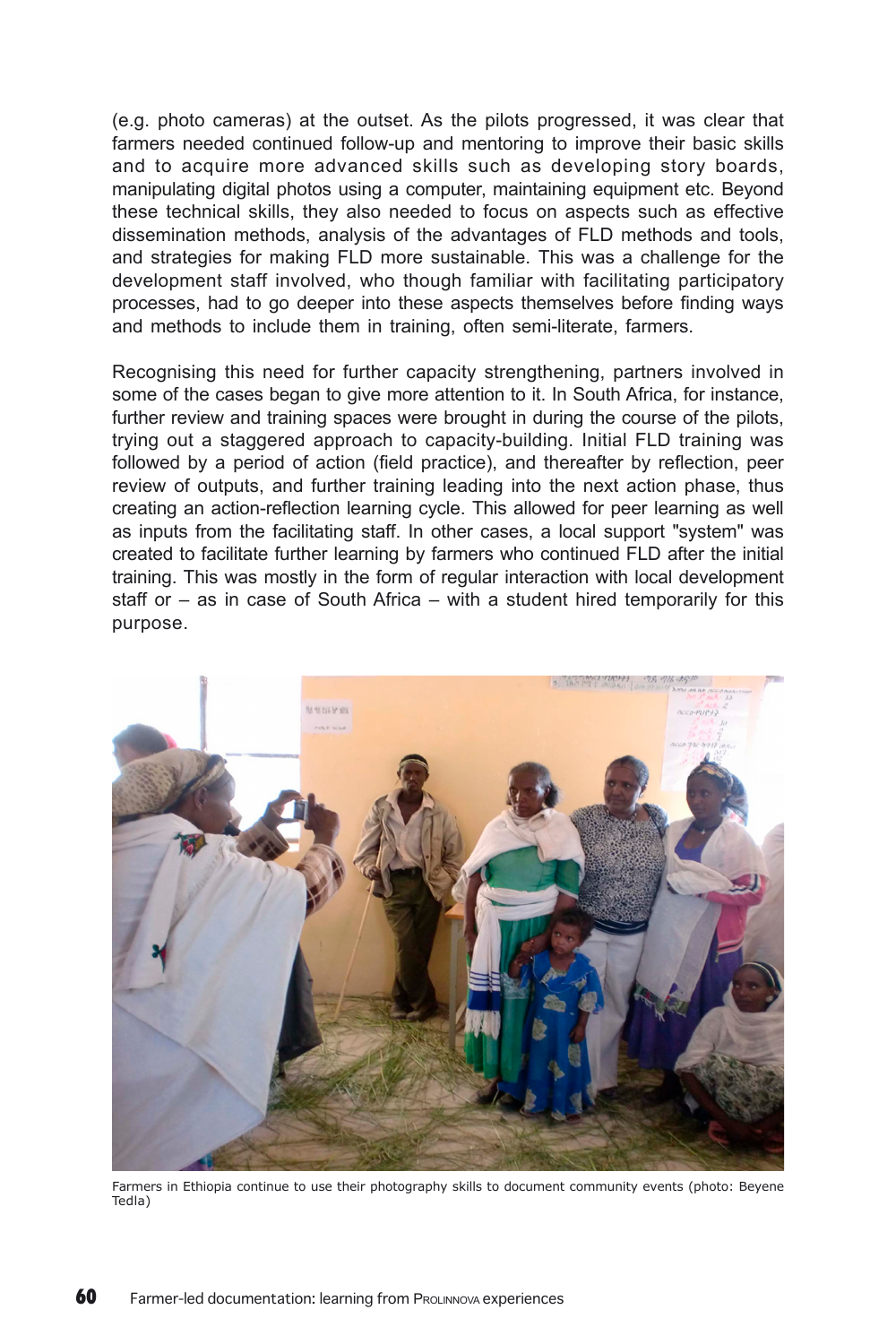(e.g. photo cameras) at the outset. As the pilots progressed, it was clear that farmers needed continued follow-up and mentoring to improve their basic skills and to acquire more advanced skills such as developing story boards, manipulating digital photos using a computer, maintaining equipment etc. Beyond these technical skills, they also needed to focus on aspects such as effective dissemination methods, analysis of the advantages of FLD methods and tools, and strategies for making FLD more sustainable. This was a challenge for the development staff involved, who though familiar with facilitating participatory processes, had to go deeper into these aspects themselves before finding ways and methods to include them in training, often semi-literate, farmers.

Recognising this need for further capacity strengthening, partners involved in some of the cases began to give more attention to it. In South Africa, for instance, further review and training spaces were brought in during the course of the pilots, trying out a staggered approach to capacity-building. Initial FLD training was followed by a period of action (field practice), and thereafter by reflection, peer review of outputs, and further training leading into the next action phase, thus creating an action-reflection learning cycle. This allowed for peer learning as well as inputs from the facilitating staff. In other cases, a local support "system" was created to facilitate further learning by farmers who continued FLD after the initial training. This was mostly in the form of regular interaction with local development staff or – as in case of South Africa – with a student hired temporarily for this purpose.

Farmers in Ethiopia continue to use their photography skills to document community events (photo: Beyene Tedla)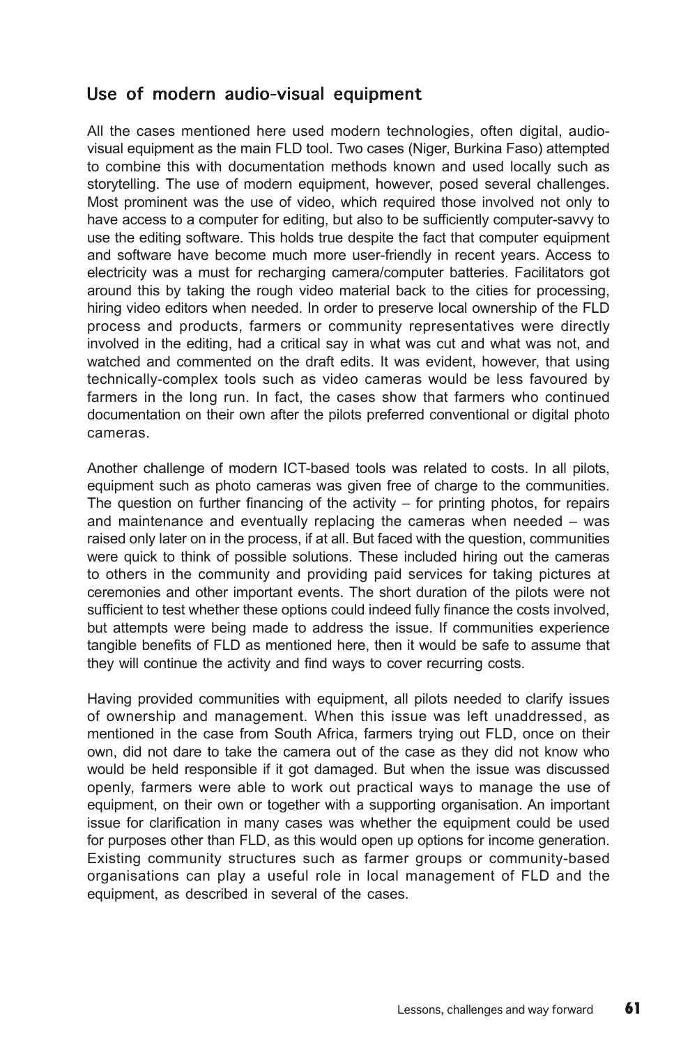## Use of modern audio-visual equipment

All the cases mentioned here used modern technologies, often digital, audio-visual equipment as the main FLD tool. Two cases (Niger, Burkina Faso) attempted to combine this with documentation methods known and used locally such as storytelling. The use of modern equipment, however, posed several challenges. Most prominent was the use of video, which required those involved not only to have access to a computer for editing, but also to be sufficiently computer-savvy to use the editing software. This holds true despite the fact that computer equipment and software have become much more user-friendly in recent years. Access to electricity was a must for recharging camera/computer batteries. Facilitators got around this by taking the rough video material back to the cities for processing, hiring video editors when needed. In order to preserve local ownership of the FLD process and products, farmers or community representatives were directly involved in the editing, had a critical say in what was cut and what was not, and watched and commented on the draft edits. It was evident, however, that using technically-complex tools such as video cameras would be less favoured by farmers in the long run. In fact, the cases show that farmers who continued documentation on their own after the pilots preferred conventional or digital photo cameras.

Another challenge of modern ICT-based tools was related to costs. In all pilots, equipment such as photo cameras was given free of charge to the communities. The question on further financing of the activity – for printing photos, for repairs and maintenance and eventually replacing the cameras when needed – was raised only later on in the process, if at all. But faced with the question, communities were quick to think of possible solutions. These included hiring out the cameras to others in the community and providing paid services for taking pictures at ceremonies and other important events. The short duration of the pilots were not sufficient to test whether these options could indeed fully finance the costs involved, but attempts were being made to address the issue. If communities experience tangible benefits of FLD as mentioned here, then it would be safe to assume that they will continue the activity and find ways to cover recurring costs.

Having provided communities with equipment, all pilots needed to clarify issues of ownership and management. When this issue was left unaddressed, as mentioned in the case from South Africa, farmers trying out FLD, once on their own, did not dare to take the camera out of the case as they did not know who would be held responsible if it got damaged. But when the issue was discussed openly, farmers were able to work out practical ways to manage the use of equipment, on their own or together with a supporting organisation. An important issue for clarification in many cases was whether the equipment could be used for purposes other than FLD, as this would open up options for income generation. Existing community structures such as farmer groups or community-based organisations can play a useful role in local management of FLD and the equipment, as described in several of the cases.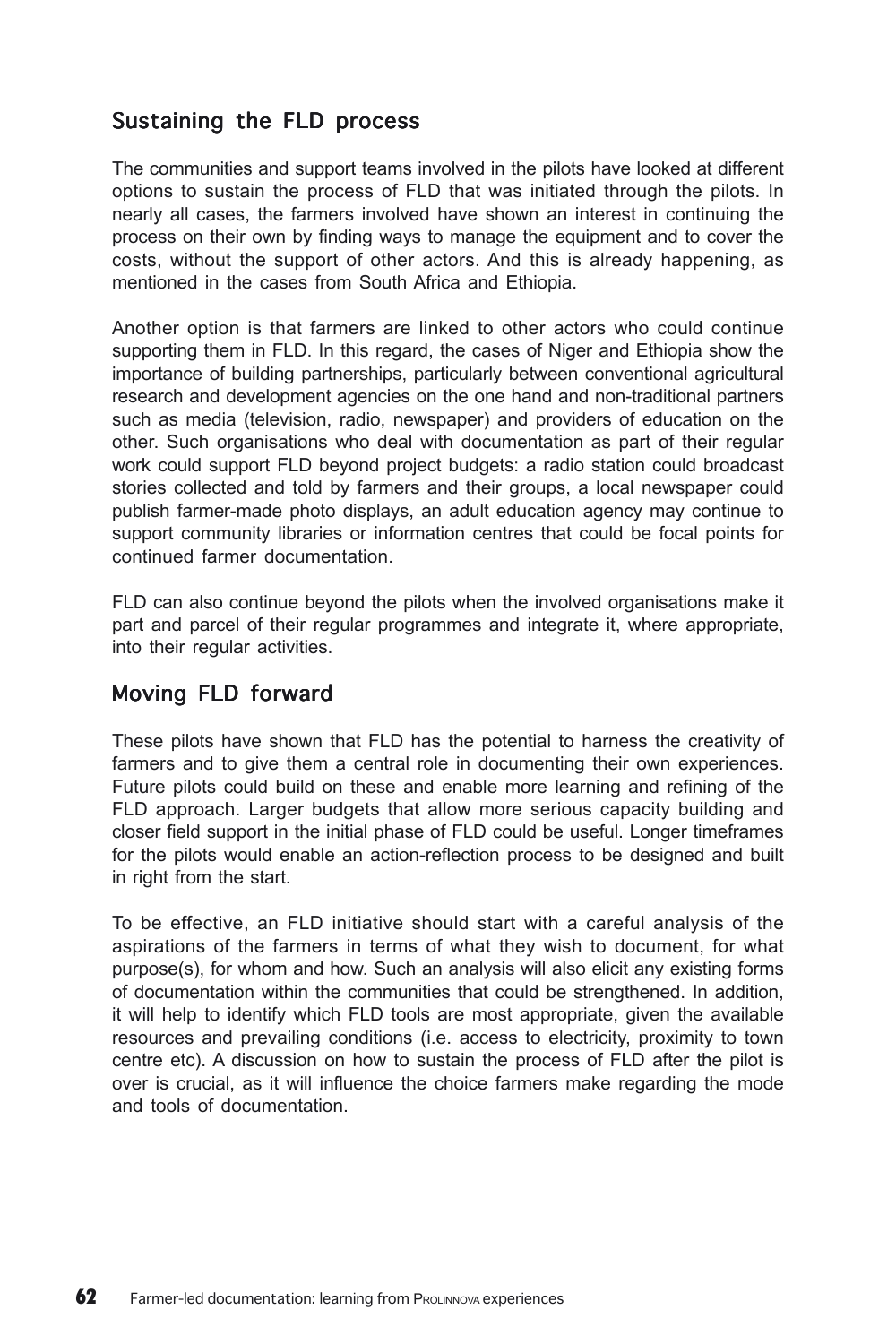## Sustaining the FLD process

The communities and support teams involved in the pilots have looked at different options to sustain the process of FLD that was initiated through the pilots. In nearly all cases, the farmers involved have shown an interest in continuing the process on their own by finding ways to manage the equipment and to cover the costs, without the support of other actors. And this is already happening, as mentioned in the cases from South Africa and Ethiopia.

Another option is that farmers are linked to other actors who could continue supporting them in FLD. In this regard, the cases of Niger and Ethiopia show the importance of building partnerships, particularly between conventional agricultural research and development agencies on the one hand and non-traditional partners such as media (television, radio, newspaper) and providers of education on the other. Such organisations who deal with documentation as part of their regular work could support FLD beyond project budgets: a radio station could broadcast stories collected and told by farmers and their groups, a local newspaper could publish farmer-made photo displays, an adult education agency may continue to support community libraries or information centres that could be focal points for continued farmer documentation.

FLD can also continue beyond the pilots when the involved organisations make it part and parcel of their regular programmes and integrate it, where appropriate, into their regular activities.

## Moving FLD forward

These pilots have shown that FLD has the potential to harness the creativity of farmers and to give them a central role in documenting their own experiences. Future pilots could build on these and enable more learning and refining of the FLD approach. Larger budgets that allow more serious capacity building and closer field support in the initial phase of FLD could be useful. Longer timeframes for the pilots would enable an action-reflection process to be designed and built in right from the start.

To be effective, an FLD initiative should start with a careful analysis of the aspirations of the farmers in terms of what they wish to document, for what purpose(s), for whom and how. Such an analysis will also elicit any existing forms of documentation within the communities that could be strengthened. In addition, it will help to identify which FLD tools are most appropriate, given the available resources and prevailing conditions (i.e. access to electricity, proximity to town centre etc). A discussion on how to sustain the process of FLD after the pilot is over is crucial, as it will influence the choice farmers make regarding the mode and tools of documentation.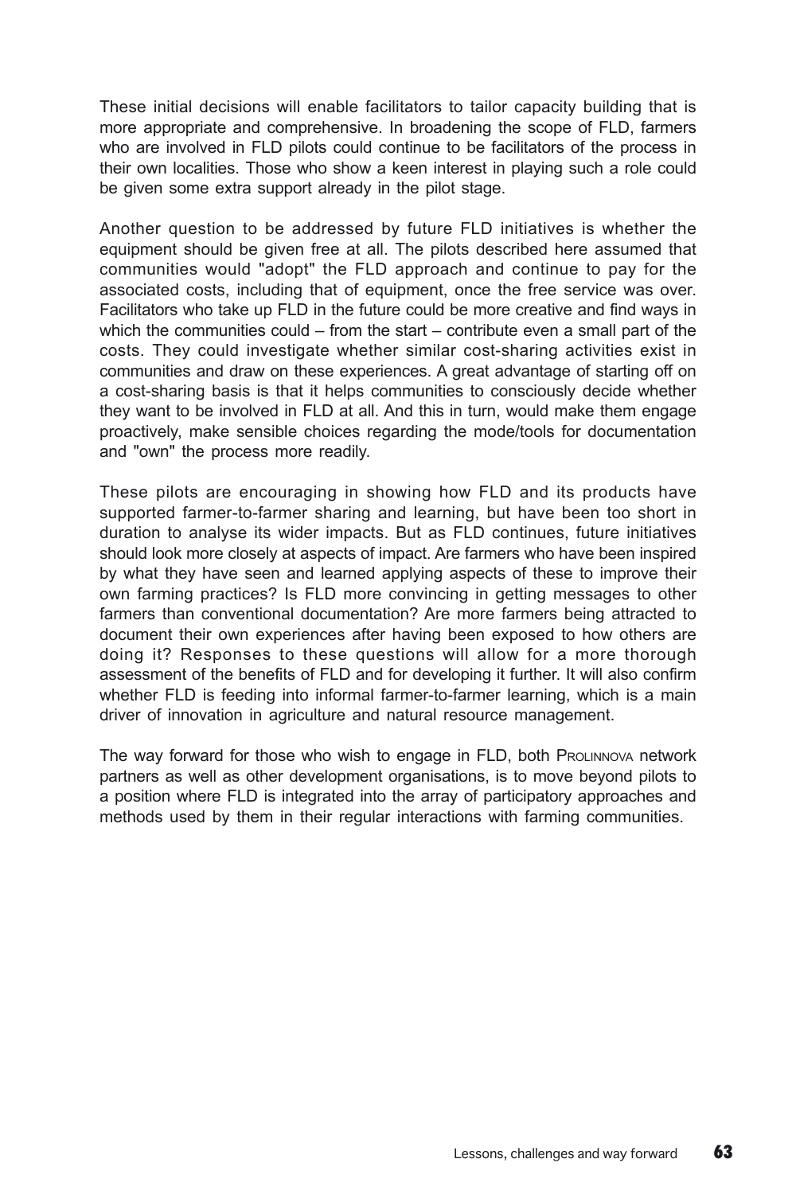These initial decisions will enable facilitators to tailor capacity building that is more appropriate and comprehensive. In broadening the scope of FLD, farmers who are involved in FLD pilots could continue to be facilitators of the process in their own localities. Those who show a keen interest in playing such a role could be given some extra support already in the pilot stage.

Another question to be addressed by future FLD initiatives is whether the equipment should be given free at all. The pilots described here assumed that communities would "adopt" the FLD approach and continue to pay for the associated costs, including that of equipment, once the free service was over. Facilitators who take up FLD in the future could be more creative and find ways in which the communities could – from the start – contribute even a small part of the costs. They could investigate whether similar cost-sharing activities exist in communities and draw on these experiences. A great advantage of starting off on a cost-sharing basis is that it helps communities to consciously decide whether they want to be involved in FLD at all. And this in turn, would make them engage proactively, make sensible choices regarding the mode/tools for documentation and "own" the process more readily.

These pilots are encouraging in showing how FLD and its products have supported farmer-to-farmer sharing and learning, but have been too short in duration to analyse its wider impacts. But as FLD continues, future initiatives should look more closely at aspects of impact. Are farmers who have been inspired by what they have seen and learned applying aspects of these to improve their own farming practices? Is FLD more convincing in getting messages to other farmers than conventional documentation? Are more farmers being attracted to document their own experiences after having been exposed to how others are doing it? Responses to these questions will allow for a more thorough assessment of the benefits of FLD and for developing it further. It will also confirm whether FLD is feeding into informal farmer-to-farmer learning, which is a main driver of innovation in agriculture and natural resource management.

The way forward for those who wish to engage in FLD, both Prolinnova network partners as well as other development organisations, is to move beyond pilots to a position where FLD is integrated into the array of participatory approaches and methods used by them in their regular interactions with farming communities.